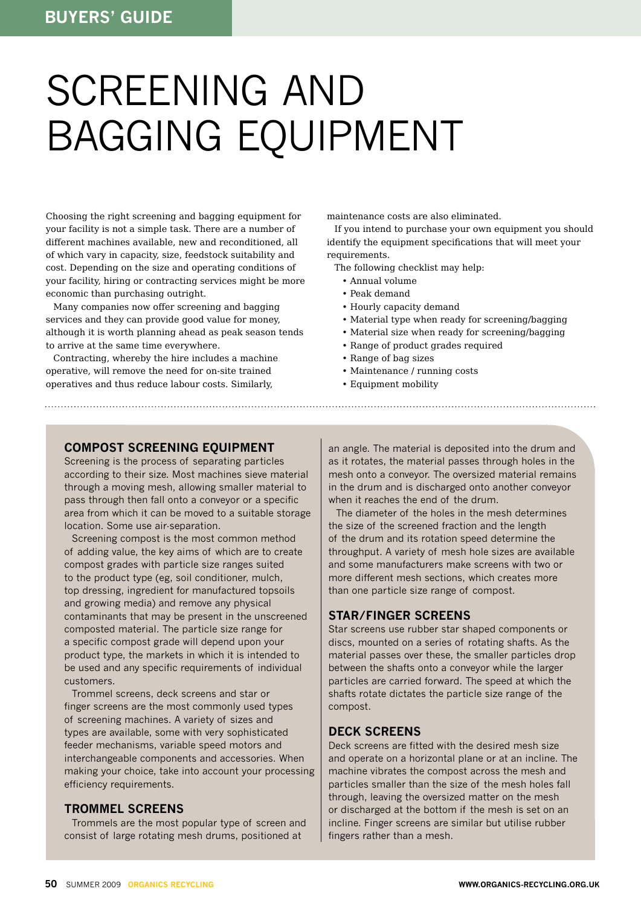# SCREENING AND BAGGING EQUIPMENT

Choosing the right screening and bagging equipment for your facility is not a simple task. There are a number of different machines available, new and reconditioned, all of which vary in capacity, size, feedstock suitability and cost. Depending on the size and operating conditions of your facility, hiring or contracting services might be more economic than purchasing outright.

Many companies now offer screening and bagging services and they can provide good value for money, although it is worth planning ahead as peak season tends to arrive at the same time everywhere.

Contracting, whereby the hire includes a machine operative, will remove the need for on-site trained operatives and thus reduce labour costs. Similarly, maintenance costs are also eliminated.

If you intend to purchase your own equipment you should identify the equipment specifications that will meet your requirements.

The following checklist may help:

- Annual volume
- Peak demand
- Hourly capacity demand
- Material type when ready for screening/bagging
- Material size when ready for screening/bagging
- Range of product grades required
- Range of bag sizes
- Maintenance / running costs
- Equipment mobility

## COMPOST SCREENING EQUIPMENT

Screening is the process of separating particles according to their size. Most machines sieve material through a moving mesh, allowing smaller material to pass through then fall onto a conveyor or a specific area from which it can be moved to a suitable storage location. Some use air-separation.

Screening compost is the most common method of adding value, the key aims of which are to create compost grades with particle size ranges suited to the product type (eg, soil conditioner, mulch, top dressing, ingredient for manufactured topsoils and growing media) and remove any physical contaminants that may be present in the unscreened composted material. The particle size range for a specific compost grade will depend upon your product type, the markets in which it is intended to be used and any specific requirements of individual customers.

Trommel screens, deck screens and star or finger screens are the most commonly used types of screening machines. A variety of sizes and types are available, some with very sophisticated feeder mechanisms, variable speed motors and interchangeable components and accessories. When making your choice, take into account your processing efficiency requirements.

### TROMMEL SCREENS

Trommels are the most popular type of screen and consist of large rotating mesh drums, positioned at an angle. The material is deposited into the drum and as it rotates, the material passes through holes in the mesh onto a conveyor. The oversized material remains in the drum and is discharged onto another conveyor when it reaches the end of the drum.

The diameter of the holes in the mesh determines the size of the screened fraction and the length of the drum and its rotation speed determine the throughput. A variety of mesh hole sizes are available and some manufacturers make screens with two or more different mesh sections, which creates more than one particle size range of compost.

### STAR/FINGER SCREENS

Star screens use rubber star shaped components or discs, mounted on a series of rotating shafts. As the material passes over these, the smaller particles drop between the shafts onto a conveyor while the larger particles are carried forward. The speed at which the shafts rotate dictates the particle size range of the compost.

### DECK SCREENS

Deck screens are fitted with the desired mesh size and operate on a horizontal plane or at an incline. The machine vibrates the compost across the mesh and particles smaller than the size of the mesh holes fall through, leaving the oversized matter on the mesh or discharged at the bottom if the mesh is set on an incline. Finger screens are similar but utilise rubber fingers rather than a mesh.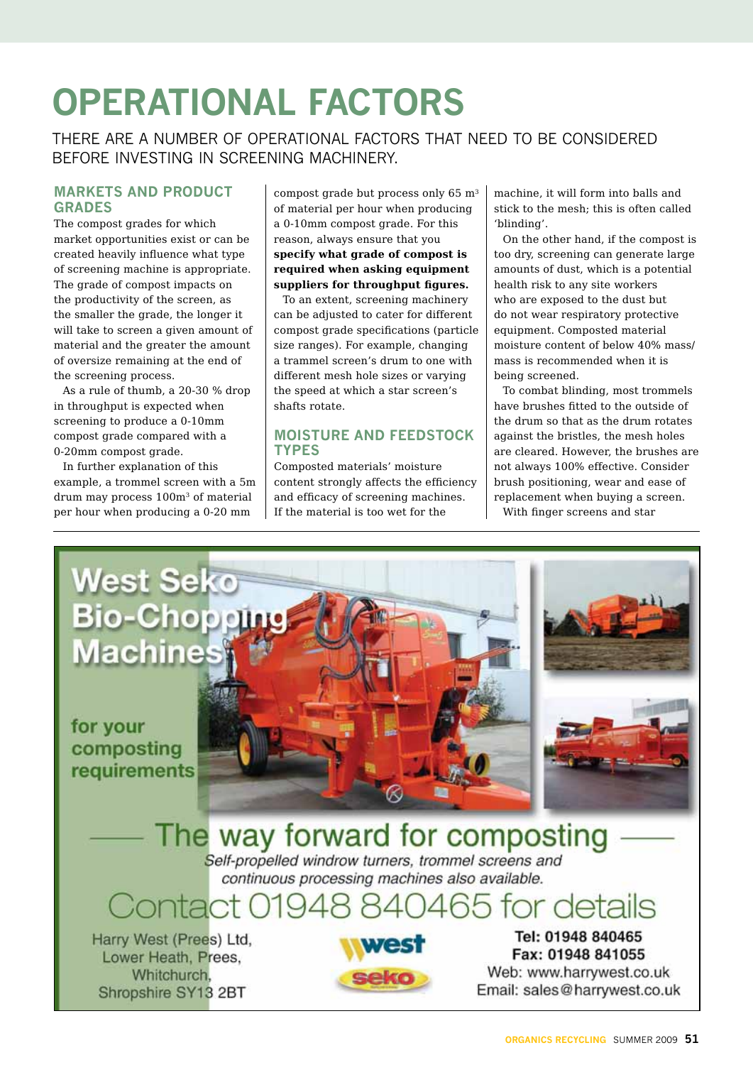# OPERATIONAL FACTORS

THERE ARE A NUMBER OF OPERATIONAL FACTORS THAT NEED TO BE CONSIDERED BEFORE INVESTING IN SCREENING MACHINERY.

## MARKETS AND PRODUCT GRADES

The compost grades for which market opportunities exist or can be created heavily influence what type of screening machine is appropriate. The grade of compost impacts on the productivity of the screen, as the smaller the grade, the longer it will take to screen a given amount of material and the greater the amount of oversize remaining at the end of the screening process.

As a rule of thumb, a 20-30 % drop in throughput is expected when screening to produce a 0-10mm compost grade compared with a 0-20mm compost grade.

In further explanation of this example, a trommel screen with a 5m drum may process 100m$^3$ of material per hour when producing a 0-20 mm compost grade but process only 65 m$^3$ of material per hour when producing a 0-10mm compost grade. For this reason, always ensure that you **specify what grade of compost is required when asking equipment suppliers for throughput figures.**

To an extent, screening machinery can be adjusted to cater for different compost grade specifications (particle size ranges). For example, changing a trommel screen's drum to one with different mesh hole sizes or varying the speed at which a star screen's shafts rotate.

## MOISTURE AND FEEDSTOCK TYPES

Composted materials' moisture content strongly affects the efficiency and efficacy of screening machines. If the material is too wet for the machine, it will form into balls and stick to the mesh; this is often called 'blinding'.

On the other hand, if the compost is too dry, screening can generate large amounts of dust, which is a potential health risk to any site workers who are exposed to the dust but do not wear respiratory protective equipment. Composted material moisture content of below 40% mass/mass is recommended when it is being screened.

To combat blinding, most trommels have brushes fitted to the outside of the drum so that as the drum rotates against the bristles, the mesh holes are cleared. However, the brushes are not always 100% effective. Consider brush positioning, wear and ease of replacement when buying a screen.

With finger screens and star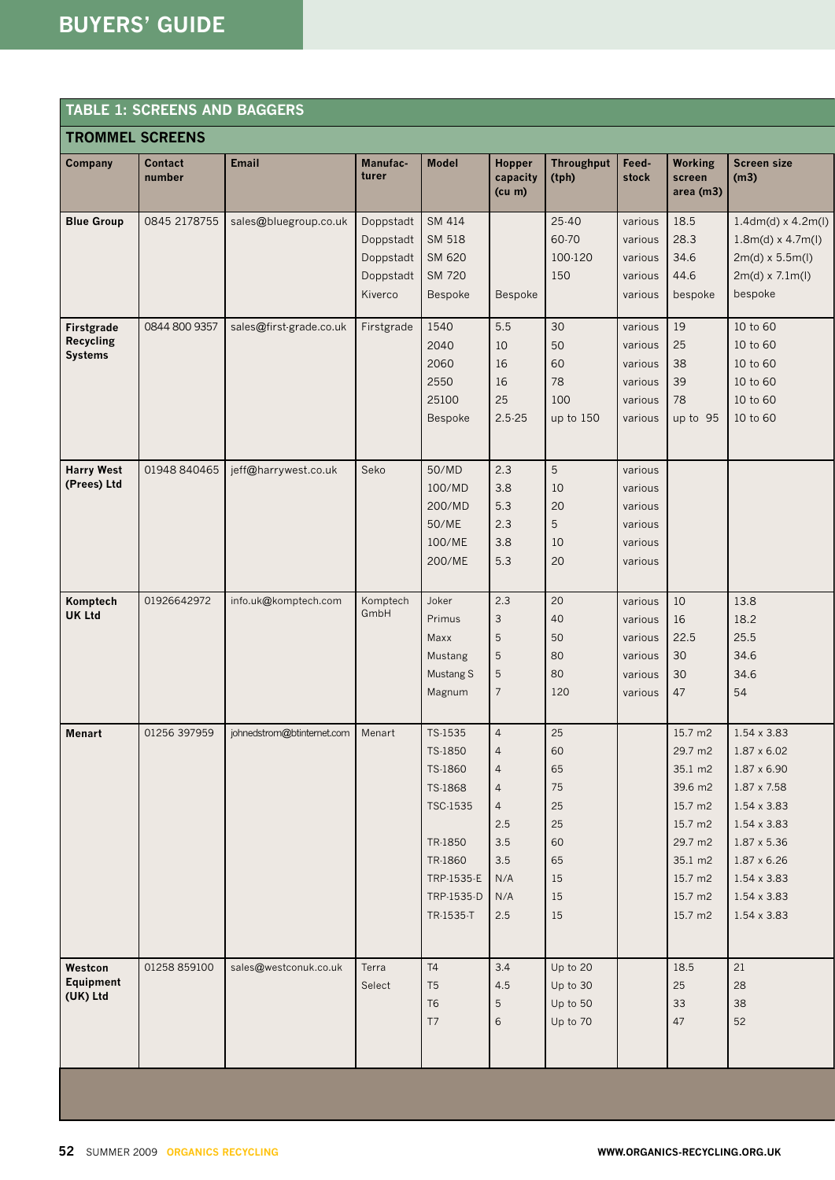## TABLE 1: SCREENS AND BAGGERS

### TROMMEL SCREENS

| Company | Contact number | Email | Manufacturer | Model | Hopper capacity (cu m) | Throughput (tph) | Feedstock | Working screen area (m3) | Screen size (m3) |
|---|---|---|---|---|---|---|---|---|---|
| **Blue Group** | 0845 2178755 | sales@bluegroup.co.uk | Doppstadt | SM 414 | | 25-40 | various | 18.5 | 1.4dm(d) x 4.2m(l) |
| | | | Doppstadt | SM 518 | | 60-70 | various | 28.3 | 1.8m(d) x 4.7m(l) |
| | | | Doppstadt | SM 620 | | 100-120 | various | 34.6 | 2m(d) x 5.5m(l) |
| | | | Doppstadt | SM 720 | | 150 | various | 44.6 | 2m(d) x 7.1m(l) |
| | | | Kiverco | Bespoke | Bespoke | | various | bespoke | bespoke |
| **Firstgrade Recycling Systems** | 0844 800 9357 | sales@first-grade.co.uk | Firstgrade | 1540 | 5.5 | 30 | various | 19 | 10 to 60 |
| | | | | 2040 | 10 | 50 | various | 25 | 10 to 60 |
| | | | | 2060 | 16 | 60 | various | 38 | 10 to 60 |
| | | | | 2550 | 16 | 78 | various | 39 | 10 to 60 |
| | | | | 25100 | 25 | 100 | various | 78 | 10 to 60 |
| | | | | Bespoke | 2.5-25 | up to 150 | various | up to 95 | 10 to 60 |
| **Harry West (Prees) Ltd** | 01948 840465 | jeff@harrywest.co.uk | Seko | 50/MD | 2.3 | 5 | various | | |
| | | | | 100/MD | 3.8 | 10 | various | | |
| | | | | 200/MD | 5.3 | 20 | various | | |
| | | | | 50/ME | 2.3 | 5 | various | | |
| | | | | 100/ME | 3.8 | 10 | various | | |
| | | | | 200/ME | 5.3 | 20 | various | | |
| **Komptech UK Ltd** | 01926642972 | info.uk@komptech.com | Komptech GmbH | Joker | 2.3 | 20 | various | 10 | 13.8 |
| | | | | Primus | 3 | 40 | various | 16 | 18.2 |
| | | | | Maxx | 5 | 50 | various | 22.5 | 25.5 |
| | | | | Mustang | 5 | 80 | various | 30 | 34.6 |
| | | | | Mustang S | 5 | 80 | various | 30 | 34.6 |
| | | | | Magnum | 7 | 120 | various | 47 | 54 |
| **Menart** | 01256 397959 | johnedstrom@btinternet.com | Menart | TS-1535 | 4 | 25 | | 15.7 m2 | 1.54 x 3.83 |
| | | | | TS-1850 | 4 | 60 | | 29.7 m2 | 1.87 x 6.02 |
| | | | | TS-1860 | 4 | 65 | | 35.1 m2 | 1.87 x 6.90 |
| | | | | TS-1868 | 4 | 75 | | 39.6 m2 | 1.87 x 7.58 |
| | | | | TSC-1535 | 4 | 25 | | 15.7 m2 | 1.54 x 3.83 |
| | | | | | 2.5 | 25 | | 15.7 m2 | 1.54 x 3.83 |
| | | | | TR-1850 | 3.5 | 60 | | 29.7 m2 | 1.87 x 5.36 |
| | | | | TR-1860 | 3.5 | 65 | | 35.1 m2 | 1.87 x 6.26 |
| | | | | TRP-1535-E | N/A | 15 | | 15.7 m2 | 1.54 x 3.83 |
| | | | | TRP-1535-D | N/A | 15 | | 15.7 m2 | 1.54 x 3.83 |
| | | | | TR-1535-T | 2.5 | 15 | | 15.7 m2 | 1.54 x 3.83 |
| **Westcon Equipment (UK) Ltd** | 01258 859100 | sales@westconuk.co.uk | Terra Select | T4 | 3.4 | Up to 20 | | 18.5 | 21 |
| | | | | T5 | 4.5 | Up to 30 | | 25 | 28 |
| | | | | T6 | 5 | Up to 50 | | 33 | 38 |
| | | | | T7 | 6 | Up to 70 | | 47 | 52 |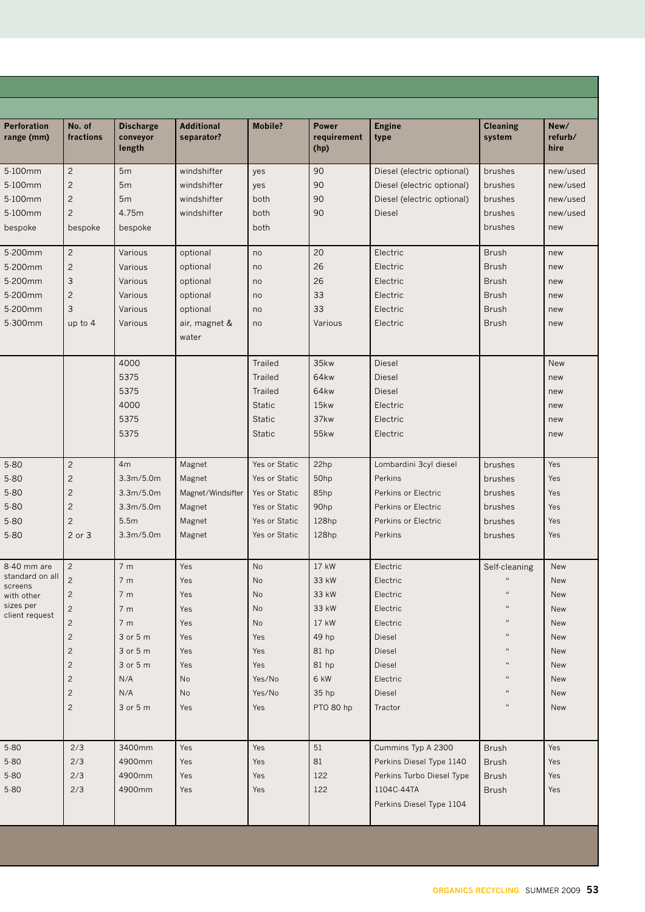| Perforation range (mm) | No. of fractions | Discharge conveyor length | Additional separator? | Mobile? | Power requirement (hp) | Engine type | Cleaning system | New/ refurb/ hire |
|---|---|---|---|---|---|---|---|---|
| 5-100mm | 2 | 5m | windshifter | yes | 90 | Diesel (electric optional) | brushes | new/used |
| 5-100mm | 2 | 5m | windshifter | yes | 90 | Diesel (electric optional) | brushes | new/used |
| 5-100mm | 2 | 5m | windshifter | both | 90 | Diesel (electric optional) | brushes | new/used |
| 5-100mm | 2 | 4.75m | windshifter | both | 90 | Diesel | brushes | new/used |
| bespoke | bespoke | bespoke | | both | | | brushes | new |
| 5-200mm | 2 | Various | optional | no | 20 | Electric | Brush | new |
| 5-200mm | 2 | Various | optional | no | 26 | Electric | Brush | new |
| 5-200mm | 3 | Various | optional | no | 26 | Electric | Brush | new |
| 5-200mm | 2 | Various | optional | no | 33 | Electric | Brush | new |
| 5-200mm | 3 | Various | optional | no | 33 | Electric | Brush | new |
| 5-300mm | up to 4 | Various | air, magnet & water | no | Various | Electric | Brush | new |
| | | 4000 | | Trailed | 35kw | Diesel | | New |
| | | 5375 | | Trailed | 64kw | Diesel | | new |
| | | 5375 | | Trailed | 64kw | Diesel | | new |
| | | 4000 | | Static | 15kw | Electric | | new |
| | | 5375 | | Static | 37kw | Electric | | new |
| | | 5375 | | Static | 55kw | Electric | | new |
| 5-80 | 2 | 4m | Magnet | Yes or Static | 22hp | Lombardini 3cyl diesel | brushes | Yes |
| 5-80 | 2 | 3.3m/5.0m | Magnet | Yes or Static | 50hp | Perkins | brushes | Yes |
| 5-80 | 2 | 3.3m/5.0m | Magnet/Windsifter | Yes or Static | 85hp | Perkins or Electric | brushes | Yes |
| 5-80 | 2 | 3.3m/5.0m | Magnet | Yes or Static | 90hp | Perkins or Electric | brushes | Yes |
| 5-80 | 2 | 5.5m | Magnet | Yes or Static | 128hp | Perkins or Electric | brushes | Yes |
| 5-80 | 2 or 3 | 3.3m/5.0m | Magnet | Yes or Static | 128hp | Perkins | brushes | Yes |
| 8-40 mm are standard on all screens with other sizes per client request | 2 | 7 m | Yes | No | 17 kW | Electric | Self-cleaning | New |
| | 2 | 7 m | Yes | No | 33 kW | Electric | " | New |
| | 2 | 7 m | Yes | No | 33 kW | Electric | " | New |
| | 2 | 7 m | Yes | No | 33 kW | Electric | " | New |
| | 2 | 7 m | Yes | No | 17 kW | Electric | " | New |
| | 2 | 3 or 5 m | Yes | Yes | 49 hp | Diesel | " | New |
| | 2 | 3 or 5 m | Yes | Yes | 81 hp | Diesel | " | New |
| | 2 | 3 or 5 m | Yes | Yes | 81 hp | Diesel | " | New |
| | 2 | N/A | No | Yes/No | 6 kW | Electric | " | New |
| | 2 | N/A | No | Yes/No | 35 hp | Diesel | " | New |
| | 2 | 3 or 5 m | Yes | Yes | PTO 80 hp | Tractor | " | New |
| 5-80 | 2/3 | 3400mm | Yes | Yes | 51 | Cummins Typ A 2300 | Brush | Yes |
| 5-80 | 2/3 | 4900mm | Yes | Yes | 81 | Perkins Diesel Type 1140 | Brush | Yes |
| 5-80 | 2/3 | 4900mm | Yes | Yes | 122 | Perkins Turbo Diesel Type 1104C-44TA | Brush | Yes |
| 5-80 | 2/3 | 4900mm | Yes | Yes | 122 | Perkins Diesel Type 1104 | Brush | Yes |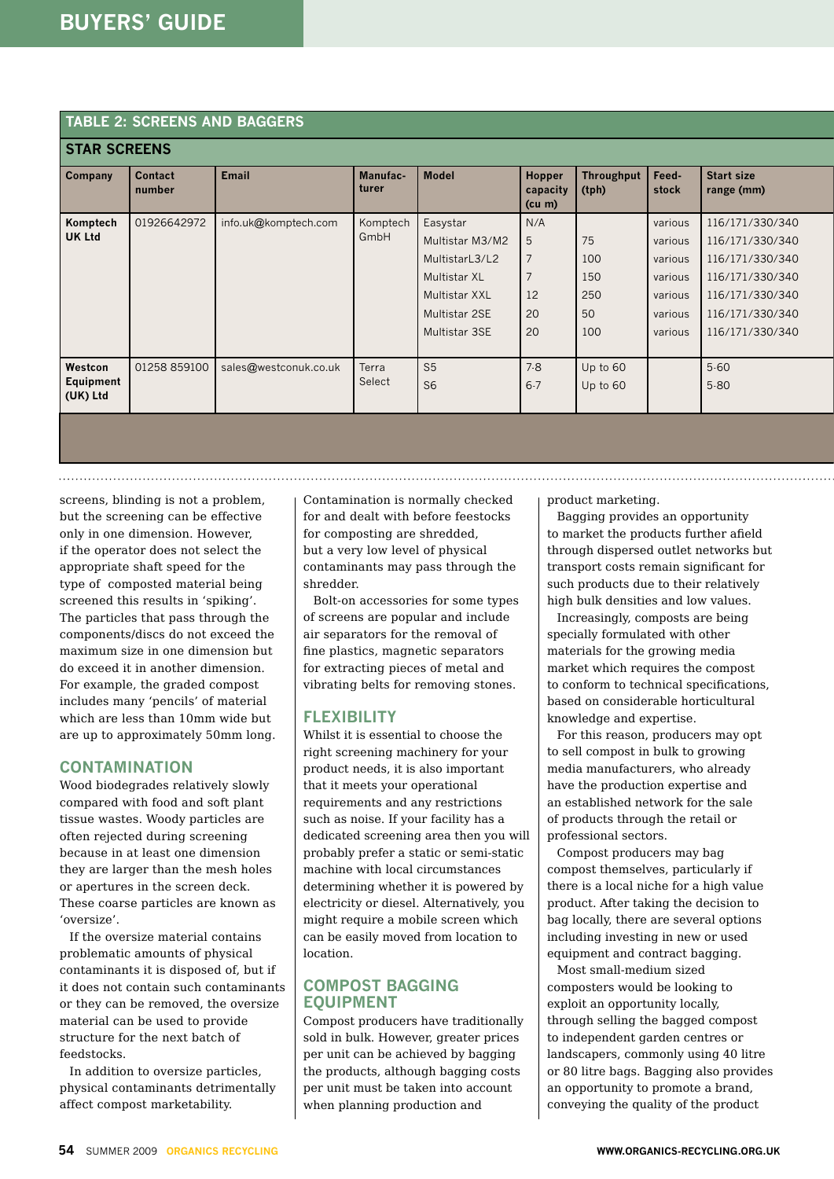## TABLE 2: SCREENS AND BAGGERS

### STAR SCREENS

| Company | Contact number | Email | Manufacturer | Model | Hopper capacity (cu m) | Throughput (tph) | Feedstock | Start size range (mm) |
|---|---|---|---|---|---|---|---|---|
| **Komptech UK Ltd** | 01926642972 | info.uk@komptech.com | Komptech GmbH | Easystar | N/A | | various | 116/171/330/340 |
| | | | | Multistar M3/M2 | 5 | 75 | various | 116/171/330/340 |
| | | | | MultistarL3/L2 | 7 | 100 | various | 116/171/330/340 |
| | | | | Multistar XL | 7 | 150 | various | 116/171/330/340 |
| | | | | Multistar XXL | 12 | 250 | various | 116/171/330/340 |
| | | | | Multistar 2SE | 20 | 50 | various | 116/171/330/340 |
| | | | | Multistar 3SE | 20 | 100 | various | 116/171/330/340 |
| **Westcon Equipment (UK) Ltd** | 01258 859100 | sales@westconuk.co.uk | Terra Select | S5 | 7-8 | Up to 60 | | 5-60 |
| | | | | S6 | 6-7 | Up to 60 | | 5-80 |

screens, blinding is not a problem, but the screening can be effective only in one dimension. However, if the operator does not select the appropriate shaft speed for the type of composted material being screened this results in 'spiking'. The particles that pass through the components/discs do not exceed the maximum size in one dimension but do exceed it in another dimension. For example, the graded compost includes many 'pencils' of material which are less than 10mm wide but are up to approximately 50mm long.

## CONTAMINATION

Wood biodegrades relatively slowly compared with food and soft plant tissue wastes. Woody particles are often rejected during screening because in at least one dimension they are larger than the mesh holes or apertures in the screen deck. These coarse particles are known as 'oversize'.

If the oversize material contains problematic amounts of physical contaminants it is disposed of, but if it does not contain such contaminants or they can be removed, the oversize material can be used to provide structure for the next batch of feedstocks.

In addition to oversize particles, physical contaminants detrimentally affect compost marketability. Contamination is normally checked for and dealt with before feestocks for composting are shredded, but a very low level of physical contaminants may pass through the shredder.

Bolt-on accessories for some types of screens are popular and include air separators for the removal of fine plastics, magnetic separators for extracting pieces of metal and vibrating belts for removing stones.

## FLEXIBILITY

Whilst it is essential to choose the right screening machinery for your product needs, it is also important that it meets your operational requirements and any restrictions such as noise. If your facility has a dedicated screening area then you will probably prefer a static or semi-static machine with local circumstances determining whether it is powered by electricity or diesel. Alternatively, you might require a mobile screen which can be easily moved from location to location.

## COMPOST BAGGING EQUIPMENT

Compost producers have traditionally sold in bulk. However, greater prices per unit can be achieved by bagging the products, although bagging costs per unit must be taken into account when planning production and product marketing.

Bagging provides an opportunity to market the products further afield through dispersed outlet networks but transport costs remain significant for such products due to their relatively high bulk densities and low values.

Increasingly, composts are being specially formulated with other materials for the growing media market which requires the compost to conform to technical specifications, based on considerable horticultural knowledge and expertise.

For this reason, producers may opt to sell compost in bulk to growing media manufacturers, who already have the production expertise and an established network for the sale of products through the retail or professional sectors.

Compost producers may bag compost themselves, particularly if there is a local niche for a high value product. After taking the decision to bag locally, there are several options including investing in new or used equipment and contract bagging.

Most small-medium sized composters would be looking to exploit an opportunity locally, through selling the bagged compost to independent garden centres or landscapers, commonly using 40 litre or 80 litre bags. Bagging also provides an opportunity to promote a brand, conveying the quality of the product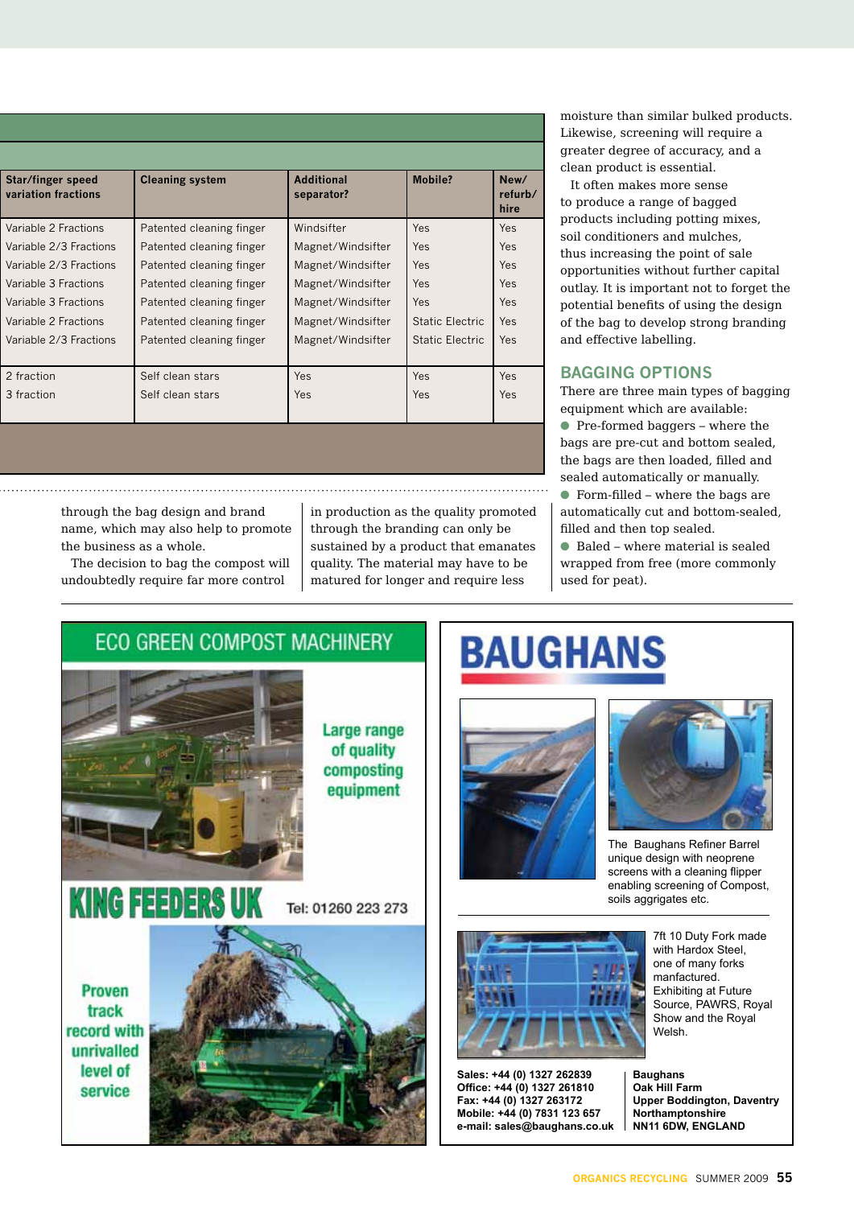| Star/finger speed variation fractions | Cleaning system | Additional separator? | Mobile? | New/ refurb/ hire |
|---|---|---|---|---|
| Variable 2 Fractions | Patented cleaning finger | Windsifter | Yes | Yes |
| Variable 2/3 Fractions | Patented cleaning finger | Magnet/Windsifter | Yes | Yes |
| Variable 2/3 Fractions | Patented cleaning finger | Magnet/Windsifter | Yes | Yes |
| Variable 3 Fractions | Patented cleaning finger | Magnet/Windsifter | Yes | Yes |
| Variable 3 Fractions | Patented cleaning finger | Magnet/Windsifter | Yes | Yes |
| Variable 2 Fractions | Patented cleaning finger | Magnet/Windsifter | Static Electric | Yes |
| Variable 2/3 Fractions | Patented cleaning finger | Magnet/Windsifter | Static Electric | Yes |
| 2 fraction | Self clean stars | Yes | Yes | Yes |
| 3 fraction | Self clean stars | Yes | Yes | Yes |

through the bag design and brand name, which may also help to promote the business as a whole.

The decision to bag the compost will undoubtedly require far more control in production as the quality promoted through the branding can only be sustained by a product that emanates quality. The material may have to be matured for longer and require less moisture than similar bulked products. Likewise, screening will require a greater degree of accuracy, and a clean product is essential.

It often makes more sense to produce a range of bagged products including potting mixes, soil conditioners and mulches, thus increasing the point of sale opportunities without further capital outlay. It is important not to forget the potential benefits of using the design of the bag to develop strong branding and effective labelling.

## BAGGING OPTIONS

There are three main types of bagging equipment which are available:

- Pre-formed baggers – where the bags are pre-cut and bottom sealed, the bags are then loaded, filled and sealed automatically or manually.
- Form-filled – where the bags are automatically cut and bottom-sealed, filled and then top sealed.
- Baled – where material is sealed wrapped from free (more commonly used for peat).

ECO GREEN COMPOST MACHINERY

Large range of quality composting equipment

KING FEEDERS UK Tel: 01260 223 273

Proven track record with unrivalled level of service

BAUGHANS

The Baughans Refiner Barrel unique design with neoprene screens with a cleaning flipper enabling screening of Compost, soils aggregates etc.

7ft 10 Duty Fork made with Hardox Steel, one of many forks manfactured. Exhibiting at Future Source, PAWRS, Royal Show and the Royal Welsh.

**Sales: +44 (0) 1327 262839**
**Office: +44 (0) 1327 261810**
**Fax: +44 (0) 1327 263172**
**Mobile: +44 (0) 7831 123 657**
**e-mail: sales@baughans.co.uk**

**Baughans**
**Oak Hill Farm**
**Upper Boddington, Daventry**
**Northamptonshire**
**NN11 6DW, ENGLAND**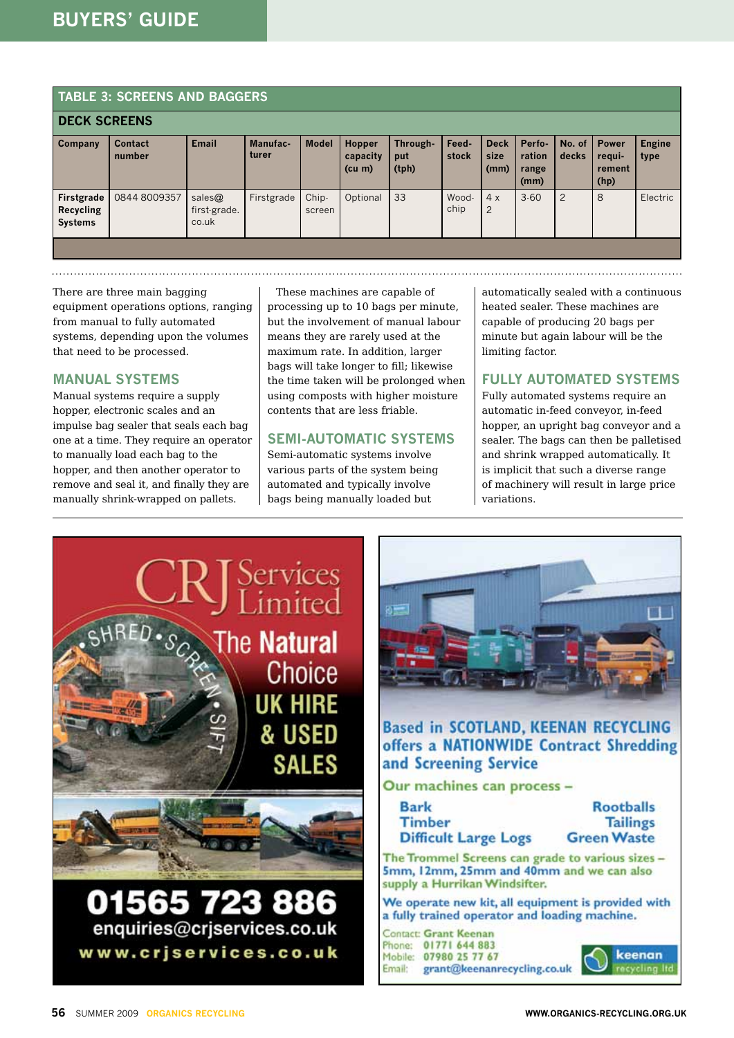## TABLE 3: SCREENS AND BAGGERS

### DECK SCREENS

| Company | Contact number | Email | Manufac-turer | Model | Hopper capacity (cu m) | Through-put (tph) | Feed-stock | Deck size (mm) | Perfo-ration range (mm) | No. of decks | Power requi-rement (hp) | Engine type |
|---|---|---|---|---|---|---|---|---|---|---|---|---|
| Firstgrade Recycling Systems | 0844 8009357 | sales@first-grade.co.uk | Firstgrade | Chip-screen | Optional | 33 | Wood-chip | 4 x 2 | 3-60 | 2 | 8 | Electric |

There are three main bagging equipment operations options, ranging from manual to fully automated systems, depending upon the volumes that need to be processed.

### MANUAL SYSTEMS

Manual systems require a supply hopper, electronic scales and an impulse bag sealer that seals each bag one at a time. They require an operator to manually load each bag to the hopper, and then another operator to remove and seal it, and finally they are manually shrink-wrapped on pallets.

These machines are capable of processing up to 10 bags per minute, but the involvement of manual labour means they are rarely used at the maximum rate. In addition, larger bags will take longer to fill; likewise the time taken will be prolonged when using composts with higher moisture contents that are less friable.

### SEMI-AUTOMATIC SYSTEMS

Semi-automatic systems involve various parts of the system being automated and typically involve bags being manually loaded but automatically sealed with a continuous heated sealer. These machines are capable of producing 20 bags per minute but again labour will be the limiting factor.

### FULLY AUTOMATED SYSTEMS

Fully automated systems require an automatic in-feed conveyor, in-feed hopper, an upright bag conveyor and a sealer. The bags can then be palletised and shrink wrapped automatically. It is implicit that such a diverse range of machinery will result in large price variations.

CRJ Services Limited

SHRED • SCREEN • SIFT

The Natural Choice
UK HIRE & USED SALES

01565 723 886
enquiries@crjservices.co.uk
www.crjservices.co.uk

Based in SCOTLAND, KEENAN RECYCLING offers a NATIONWIDE Contract Shredding and Screening Service

Our machines can process –

- Bark
- Timber
- Difficult Large Logs
- Rootballs
- Tailings
- Green Waste

The Trommel Screens can grade to various sizes – 5mm, 12mm, 25mm and 40mm and we can also supply a Hurrikan Windsifter.

We operate new kit, all equipment is provided with a fully trained operator and loading machine.

Contact: Grant Keenan
Phone: 01771 644 883
Mobile: 07980 25 77 67
Email: grant@keenanrecycling.co.uk

keenan recycling ltd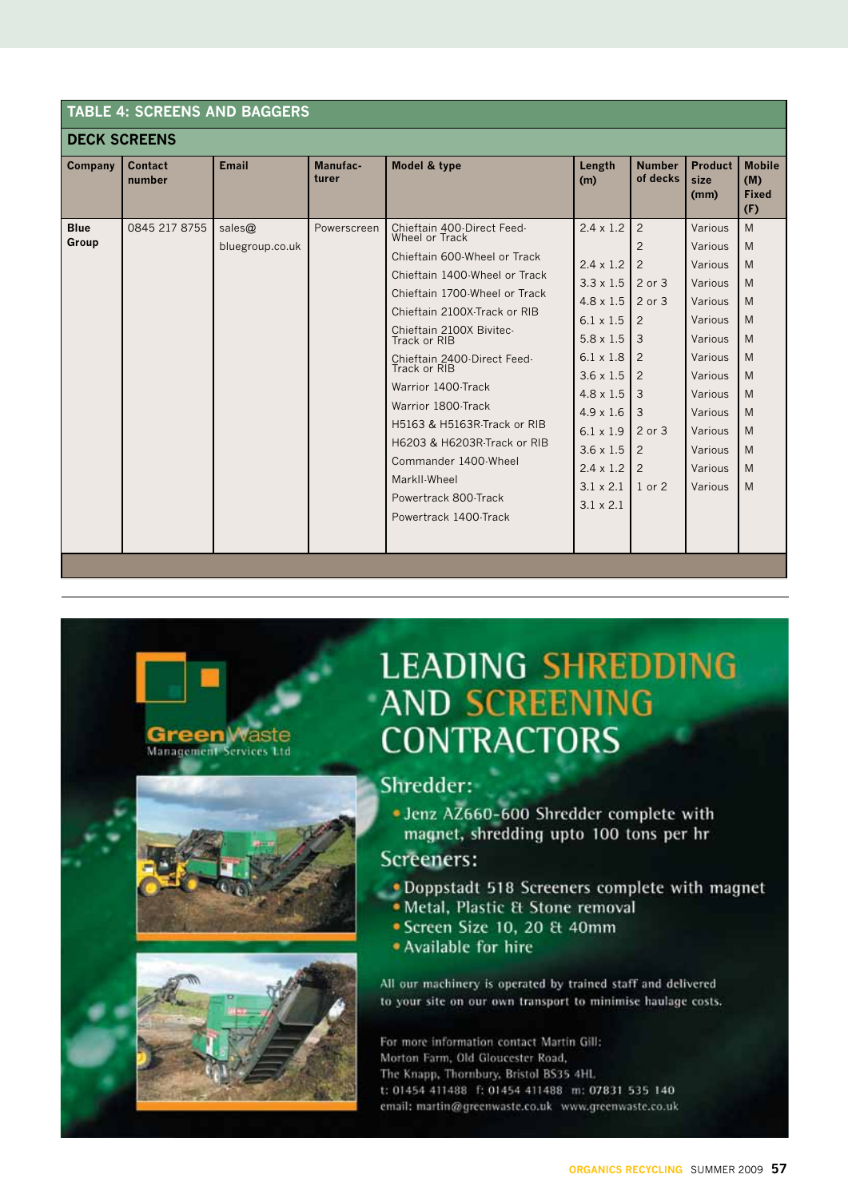## TABLE 4: SCREENS AND BAGGERS

### DECK SCREENS

| Company | Contact number | Email | Manufac-turer | Model & type | Length (m) | Number of decks | Product size (mm) | Mobile (M) Fixed (F) |
|---|---|---|---|---|---|---|---|---|
| **Blue Group** | 0845 217 8755 | sales@ bluegroup.co.uk | Powerscreen | Chieftain 400-Direct Feed-Wheel or Track | 2.4 x 1.2 | 2 | Various | M |
| | | | | Chieftain 600-Wheel or Track | 2.4 x 1.2 | 2 | Various | M |
| | | | | Chieftain 1400-Wheel or Track | 3.3 x 1.5 | 2 | Various | M |
| | | | | Chieftain 1700-Wheel or Track | 4.8 x 1.5 | 2 or 3 | Various | M |
| | | | | Chieftain 2100X-Track or RIB | 6.1 x 1.5 | 2 or 3 | Various | M |
| | | | | Chieftain 2100X Bivitec-Track or RIB | 5.8 x 1.5 | 2 | Various | M |
| | | | | Chieftain 2400-Direct Feed-Track or RIB | 6.1 x 1.8 | 3 | Various | M |
| | | | | Warrior 1400-Track | 3.6 x 1.5 | 2 | Various | M |
| | | | | Warrior 1800-Track | 4.8 x 1.5 | 2 | Various | M |
| | | | | H5163 & H5163R-Track or RIB | 4.9 x 1.6 | 3 | Various | M |
| | | | | H6203 & H6203R-Track or RIB | 6.1 x 1.9 | 3 | Various | M |
| | | | | Commander 1400-Wheel | 3.6 x 1.5 | 2 or 3 | Various | M |
| | | | | MarkII-Wheel | 2.4 x 1.2 | 2 | Various | M |
| | | | | Powertrack 800-Track | 3.1 x 2.1 | 2 | Various | M |
| | | | | Powertrack 1400-Track | 3.1 x 2.1 | 1 or 2 | Various | M |

**Green Waste** Management Services Ltd

# LEADING SHREDDING AND SCREENING CONTRACTORS

**Shredder:**

- Jenz AZ660-600 Shredder complete with magnet, shredding upto 100 tons per hr

**Screeners:**

- Doppstadt 518 Screeners complete with magnet
- Metal, Plastic & Stone removal
- Screen Size 10, 20 & 40mm
- Available for hire

All our machinery is operated by trained staff and delivered to your site on our own transport to minimise haulage costs.

For more information contact Martin Gill:
Morton Farm, Old Gloucester Road,
The Knapp, Thornbury, Bristol BS35 4HL
t: 01454 411488 f: 01454 411488 m: 07831 535 140
email: martin@greenwaste.co.uk www.greenwaste.co.uk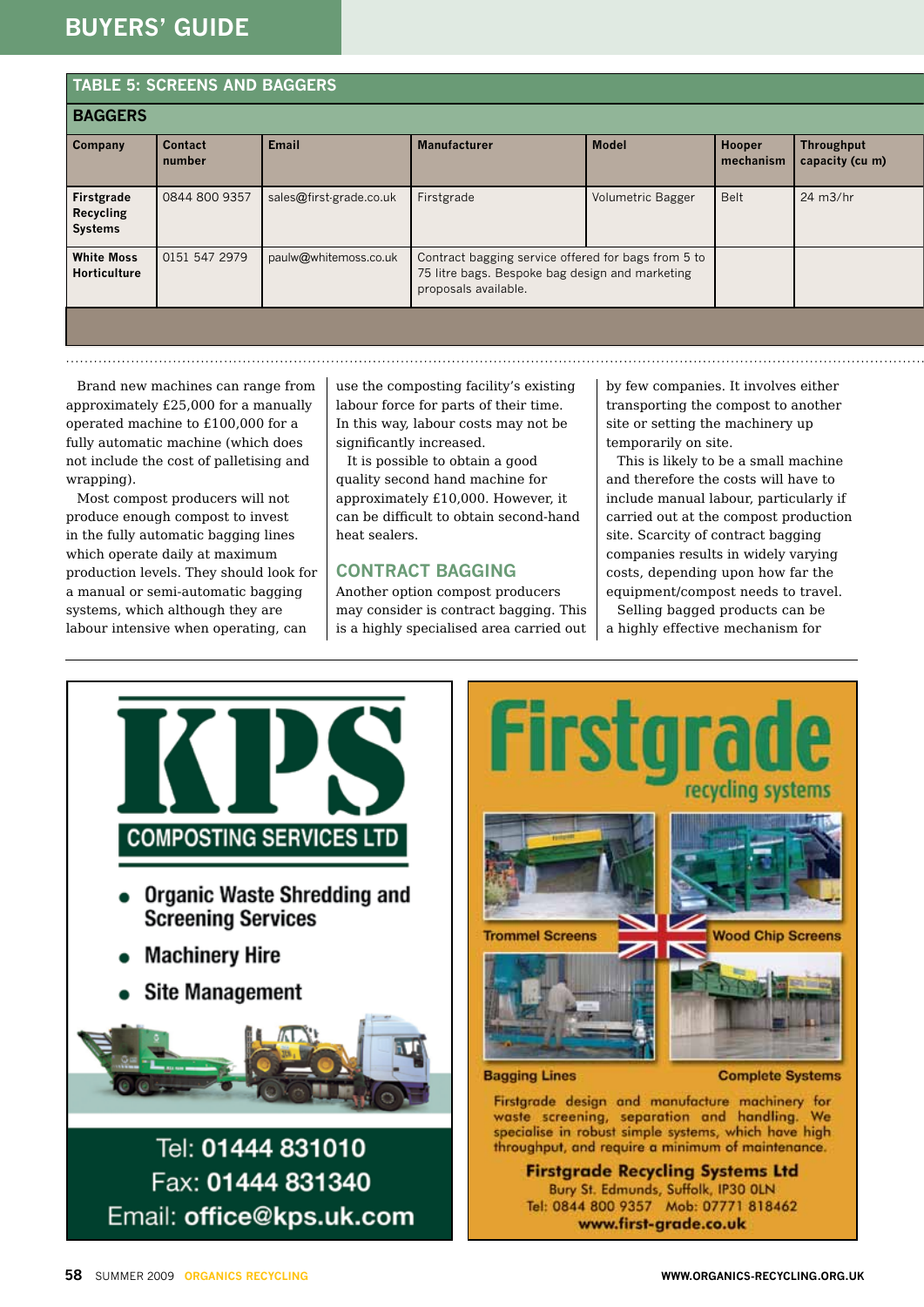## TABLE 5: SCREENS AND BAGGERS

### BAGGERS

| Company | Contact number | Email | Manufacturer | Model | Hooper mechanism | Throughput capacity (cu m) |
|---|---|---|---|---|---|---|
| **Firstgrade Recycling Systems** | 0844 800 9357 | sales@first-grade.co.uk | Firstgrade | Volumetric Bagger | Belt | 24 m3/hr |
| **White Moss Horticulture** | 0151 547 2979 | paulw@whitemoss.co.uk | Contract bagging service offered for bags from 5 to 75 litre bags. Bespoke bag design and marketing proposals available. | | | |

Brand new machines can range from approximately £25,000 for a manually operated machine to £100,000 for a fully automatic machine (which does not include the cost of palletising and wrapping).

Most compost producers will not produce enough compost to invest in the fully automatic bagging lines which operate daily at maximum production levels. They should look for a manual or semi-automatic bagging systems, which although they are labour intensive when operating, can use the composting facility's existing labour force for parts of their time. In this way, labour costs may not be significantly increased.

It is possible to obtain a good quality second hand machine for approximately £10,000. However, it can be difficult to obtain second-hand heat sealers.

## CONTRACT BAGGING

Another option compost producers may consider is contract bagging. This is a highly specialised area carried out by few companies. It involves either transporting the compost to another site or setting the machinery up temporarily on site.

This is likely to be a small machine and therefore the costs will have to include manual labour, particularly if carried out at the compost production site. Scarcity of contract bagging companies results in widely varying costs, depending upon how far the equipment/compost needs to travel.

Selling bagged products can be a highly effective mechanism for

**KPS COMPOSTING SERVICES LTD**

- Organic Waste Shredding and Screening Services
- Machinery Hire
- Site Management

Tel: **01444 831010**
Fax: **01444 831340**
Email: **office@kps.uk.com**

**Firstgrade recycling systems**

Trommel Screens · Wood Chip Screens · Bagging Lines · Complete Systems

Firstgrade design and manufacture machinery for waste screening, separation and handling. We specialise in robust simple systems, which have high throughput, and require a minimum of maintenance.

**Firstgrade Recycling Systems Ltd**
Bury St. Edmunds, Suffolk, IP30 0LN
Tel: 0844 800 9357 Mob: 07771 818462
**www.first-grade.co.uk**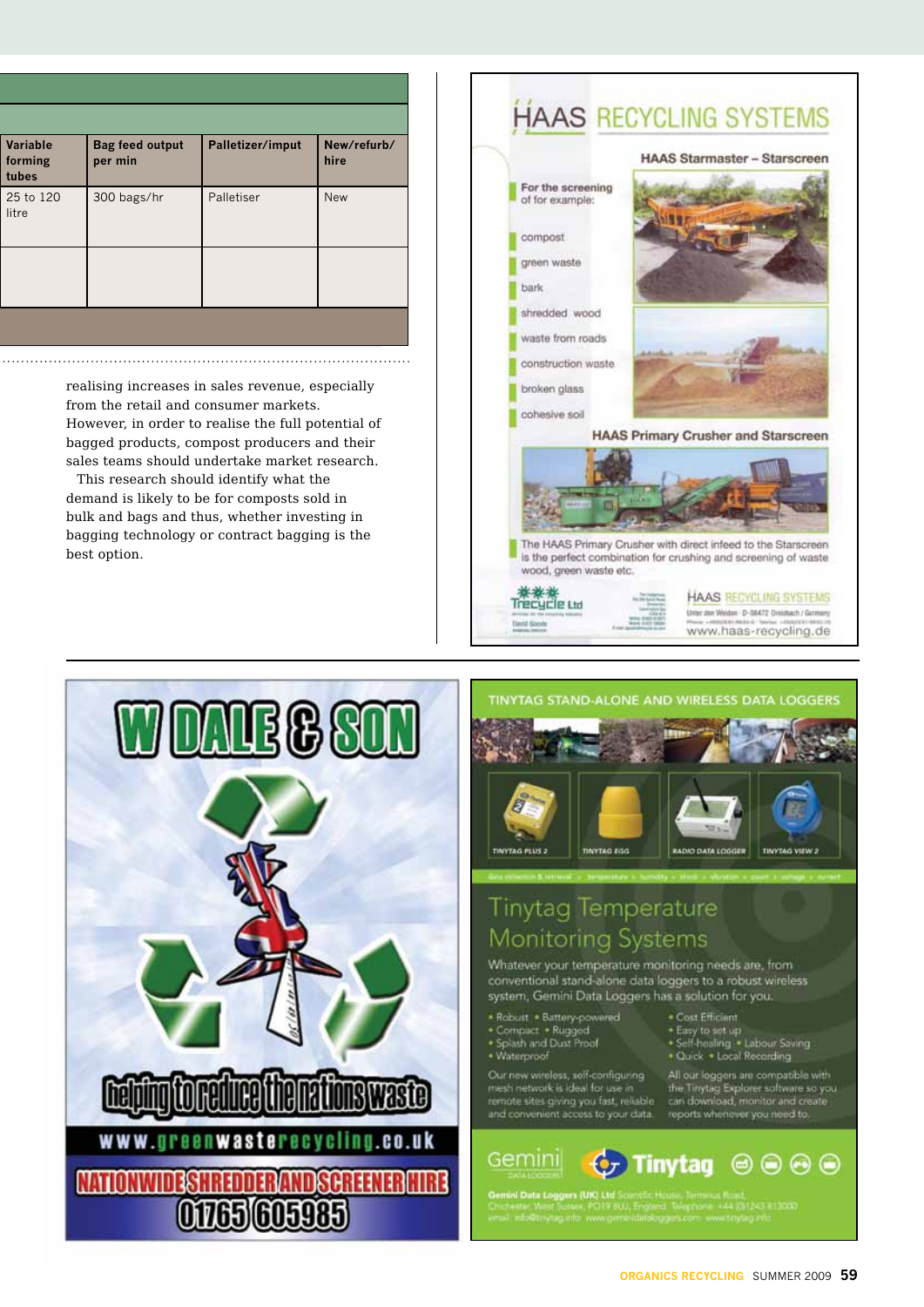| Variable forming tubes | Bag feed output per min | Palletizer/imput | New/refurb/ hire |
|---|---|---|---|
| 25 to 120 litre | 300 bags/hr | Palletiser | New |
| | | | |

realising increases in sales revenue, especially from the retail and consumer markets. However, in order to realise the full potential of bagged products, compost producers and their sales teams should undertake market research.

This research should identify what the demand is likely to be for composts sold in bulk and bags and thus, whether investing in bagging technology or contract bagging is the best option.